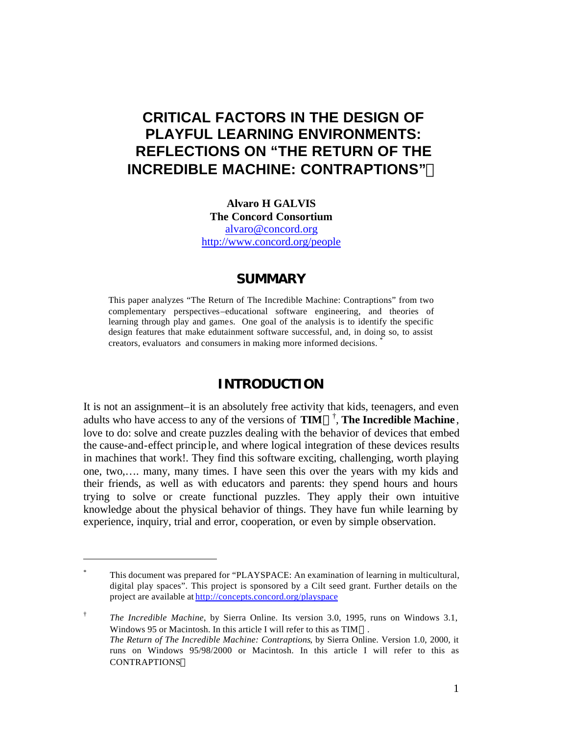# CRITICAL FACTORS IN THE DESIGN OF PLAYFUL LEARNING ENVIRONMENTS: REFLECTIONS ON "THE RETURN OF THE INCREDIBLE MACHINE: CONTRAPTIONS"

**Alvaro H GALVIS**
**The Concord Consortium**
alvaro@concord.org
http://www.concord.org/people

## SUMMARY

This paper analyzes "The Return of The Incredible Machine: Contraptions" from two complementary perspectives–educational software engineering, and theories of learning through play and games. One goal of the analysis is to identify the specific design features that make edutainment software successful, and, in doing so, to assist creators, evaluators and consumers in making more informed decisions. [*]

## INTRODUCTION

It is not an assignment–it is an absolutely free activity that kids, teenagers, and even adults who have access to any of the versions of **TIM** [†], **The Incredible Machine**, love to do: solve and create puzzles dealing with the behavior of devices that embed the cause-and-effect principle, and where logical integration of these devices results in machines that work!. They find this software exciting, challenging, worth playing one, two,…. many, many times. I have seen this over the years with my kids and their friends, as well as with educators and parents: they spend hours and hours trying to solve or create functional puzzles. They apply their own intuitive knowledge about the physical behavior of things. They have fun while learning by experience, inquiry, trial and error, cooperation, or even by simple observation.

---

[*] This document was prepared for "PLAYSPACE: An examination of learning in multicultural, digital play spaces". This project is sponsored by a Cilt seed grant. Further details on the project are available at http://concepts.concord.org/playspace

[†] *The Incredible Machine*, by Sierra Online. Its version 3.0, 1995, runs on Windows 3.1, Windows 95 or Macintosh. In this article I will refer to this as TIM .
*The Return of The Incredible Machine: Contraptions*, by Sierra Online. Version 1.0, 2000, it runs on Windows 95/98/2000 or Macintosh. In this article I will refer to this as CONTRAPTIONS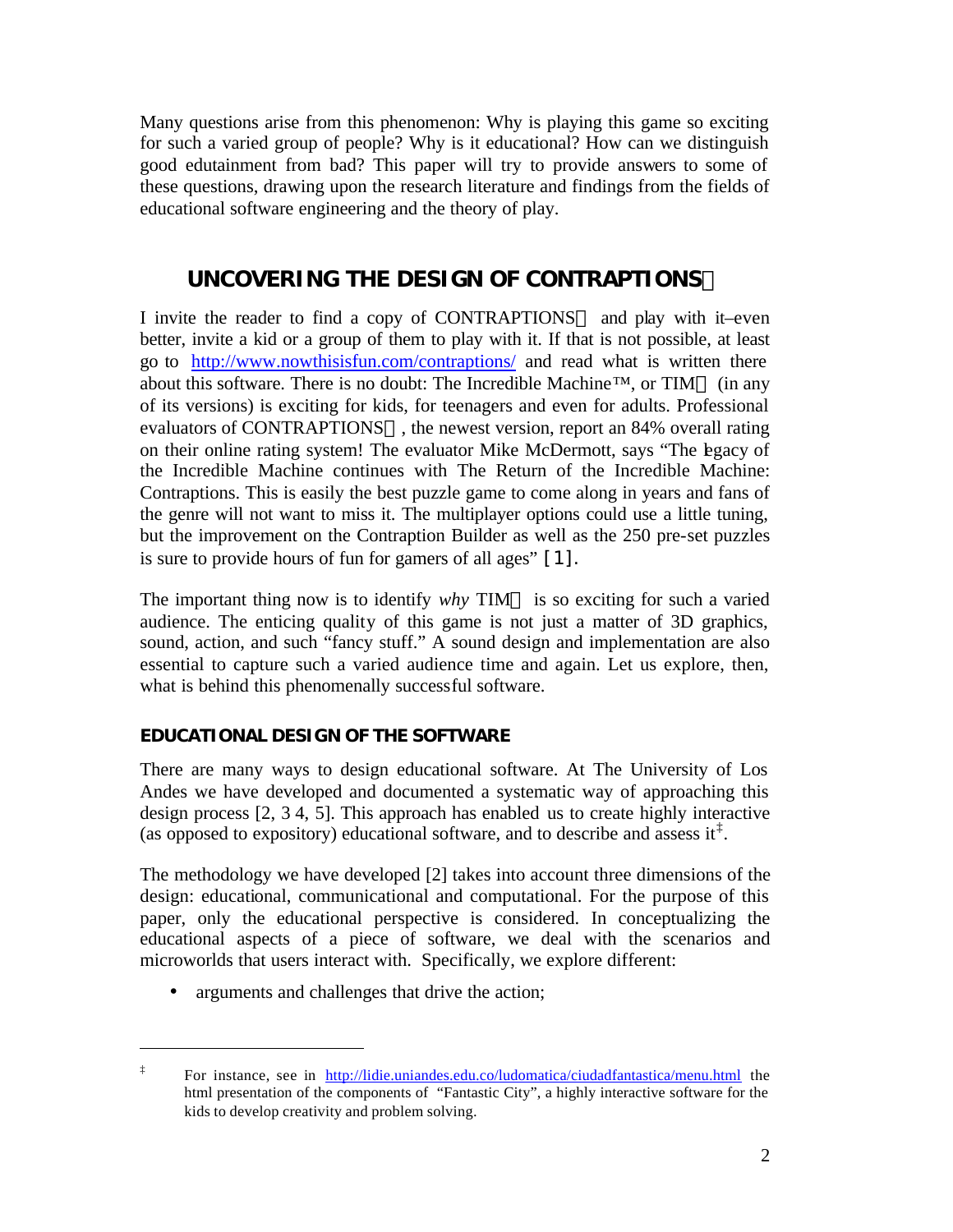Many questions arise from this phenomenon: Why is playing this game so exciting for such a varied group of people? Why is it educational? How can we distinguish good edutainment from bad? This paper will try to provide answers to some of these questions, drawing upon the research literature and findings from the fields of educational software engineering and the theory of play.

## UNCOVERING THE DESIGN OF CONTRAPTIONS

I invite the reader to find a copy of CONTRAPTIONS and play with it–even better, invite a kid or a group of them to play with it. If that is not possible, at least go to http://www.nowthisisfun.com/contraptions/ and read what is written there about this software. There is no doubt: The Incredible Machine™, or TIM (in any of its versions) is exciting for kids, for teenagers and even for adults. Professional evaluators of CONTRAPTIONS, the newest version, report an 84% overall rating on their online rating system! The evaluator Mike McDermott, says "The legacy of the Incredible Machine continues with The Return of the Incredible Machine: Contraptions. This is easily the best puzzle game to come along in years and fans of the genre will not want to miss it. The multiplayer options could use a little tuning, but the improvement on the Contraption Builder as well as the 250 pre-set puzzles is sure to provide hours of fun for gamers of all ages" [1].

The important thing now is to identify *why* TIM is so exciting for such a varied audience. The enticing quality of this game is not just a matter of 3D graphics, sound, action, and such "fancy stuff." A sound design and implementation are also essential to capture such a varied audience time and again. Let us explore, then, what is behind this phenomenally successful software.

### EDUCATIONAL DESIGN OF THE SOFTWARE

There are many ways to design educational software. At The University of Los Andes we have developed and documented a systematic way of approaching this design process [2, 3 4, 5]. This approach has enabled us to create highly interactive (as opposed to expository) educational software, and to describe and assess it[‡].

The methodology we have developed [2] takes into account three dimensions of the design: educational, communicational and computational. For the purpose of this paper, only the educational perspective is considered. In conceptualizing the educational aspects of a piece of software, we deal with the scenarios and microworlds that users interact with. Specifically, we explore different:

- arguments and challenges that drive the action;

---

[‡] For instance, see in http://lidie.uniandes.edu.co/ludomatica/ciudadfantastica/menu.html the html presentation of the components of "Fantastic City", a highly interactive software for the kids to develop creativity and problem solving.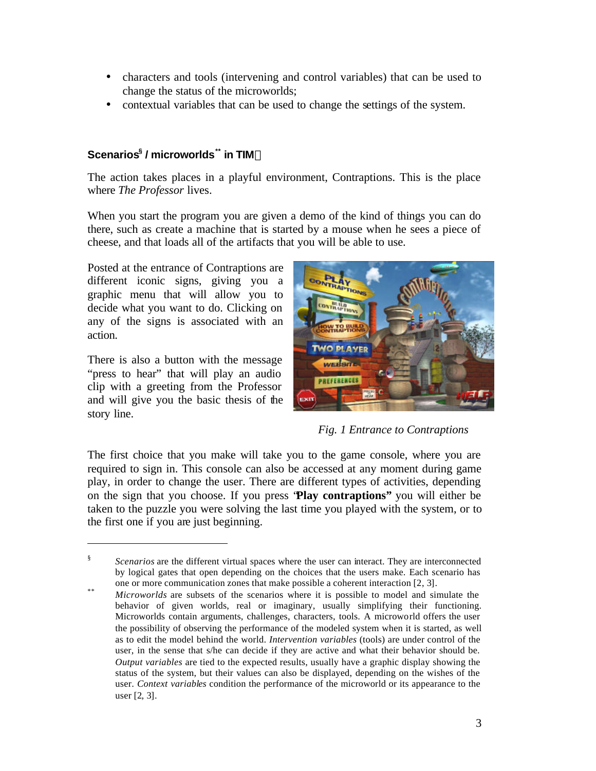- characters and tools (intervening and control variables) that can be used to change the status of the microworlds;
- contextual variables that can be used to change the settings of the system.

### Scenarios[§] / microworlds[**] in TIM

The action takes places in a playful environment, Contraptions. This is the place where *The Professor* lives.

When you start the program you are given a demo of the kind of things you can do there, such as create a machine that is started by a mouse when he sees a piece of cheese, and that loads all of the artifacts that you will be able to use.

Posted at the entrance of Contraptions are different iconic signs, giving you a graphic menu that will allow you to decide what you want to do. Clicking on any of the signs is associated with an action.

There is also a button with the message "press to hear" that will play an audio clip with a greeting from the Professor and will give you the basic thesis of the story line.

*Fig. 1 Entrance to Contraptions*

The first choice that you make will take you to the game console, where you are required to sign in. This console can also be accessed at any moment during game play, in order to change the user. There are different types of activities, depending on the sign that you choose. If you press "**Play contraptions"** you will either be taken to the puzzle you were solving the last time you played with the system, or to the first one if you are just beginning.

---

§ *Scenarios* are the different virtual spaces where the user can interact. They are interconnected by logical gates that open depending on the choices that the users make. Each scenario has one or more communication zones that make possible a coherent interaction [2, 3].

** *Microworlds* are subsets of the scenarios where it is possible to model and simulate the behavior of given worlds, real or imaginary, usually simplifying their functioning. Microworlds contain arguments, challenges, characters, tools. A microworld offers the user the possibility of observing the performance of the modeled system when it is started, as well as to edit the model behind the world. *Intervention variables* (tools) are under control of the user, in the sense that s/he can decide if they are active and what their behavior should be. *Output variables* are tied to the expected results, usually have a graphic display showing the status of the system, but their values can also be displayed, depending on the wishes of the user. *Context variables* condition the performance of the microworld or its appearance to the user [2, 3].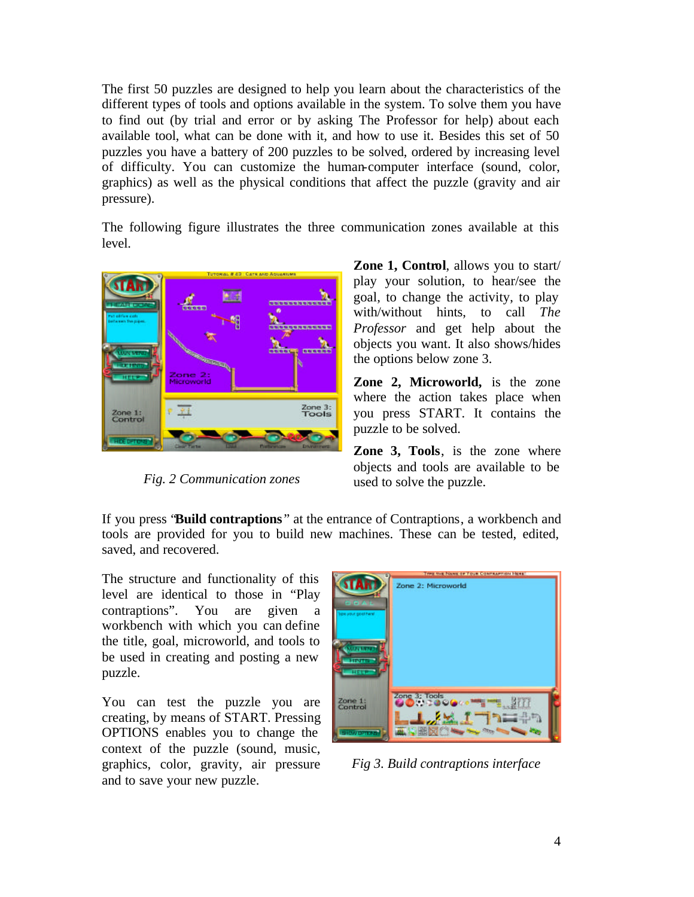The first 50 puzzles are designed to help you learn about the characteristics of the different types of tools and options available in the system. To solve them you have to find out (by trial and error or by asking The Professor for help) about each available tool, what can be done with it, and how to use it. Besides this set of 50 puzzles you have a battery of 200 puzzles to be solved, ordered by increasing level of difficulty. You can customize the human-computer interface (sound, color, graphics) as well as the physical conditions that affect the puzzle (gravity and air pressure).

The following figure illustrates the three communication zones available at this level.

*Fig. 2 Communication zones*

**Zone 1, Control**, allows you to start/ play your solution, to hear/see the goal, to change the activity, to play with/without hints, to call *The Professor* and get help about the objects you want. It also shows/hides the options below zone 3.

**Zone 2, Microworld,** is the zone where the action takes place when you press START. It contains the puzzle to be solved.

**Zone 3, Tools**, is the zone where objects and tools are available to be used to solve the puzzle.

If you press "**Build contraptions**" at the entrance of Contraptions, a workbench and tools are provided for you to build new machines. These can be tested, edited, saved, and recovered.

The structure and functionality of this level are identical to those in "Play contraptions". You are given a workbench with which you can define the title, goal, microworld, and tools to be used in creating and posting a new puzzle.

You can test the puzzle you are creating, by means of START. Pressing OPTIONS enables you to change the context of the puzzle (sound, music, graphics, color, gravity, air pressure and to save your new puzzle.

*Fig 3. Build contraptions interface*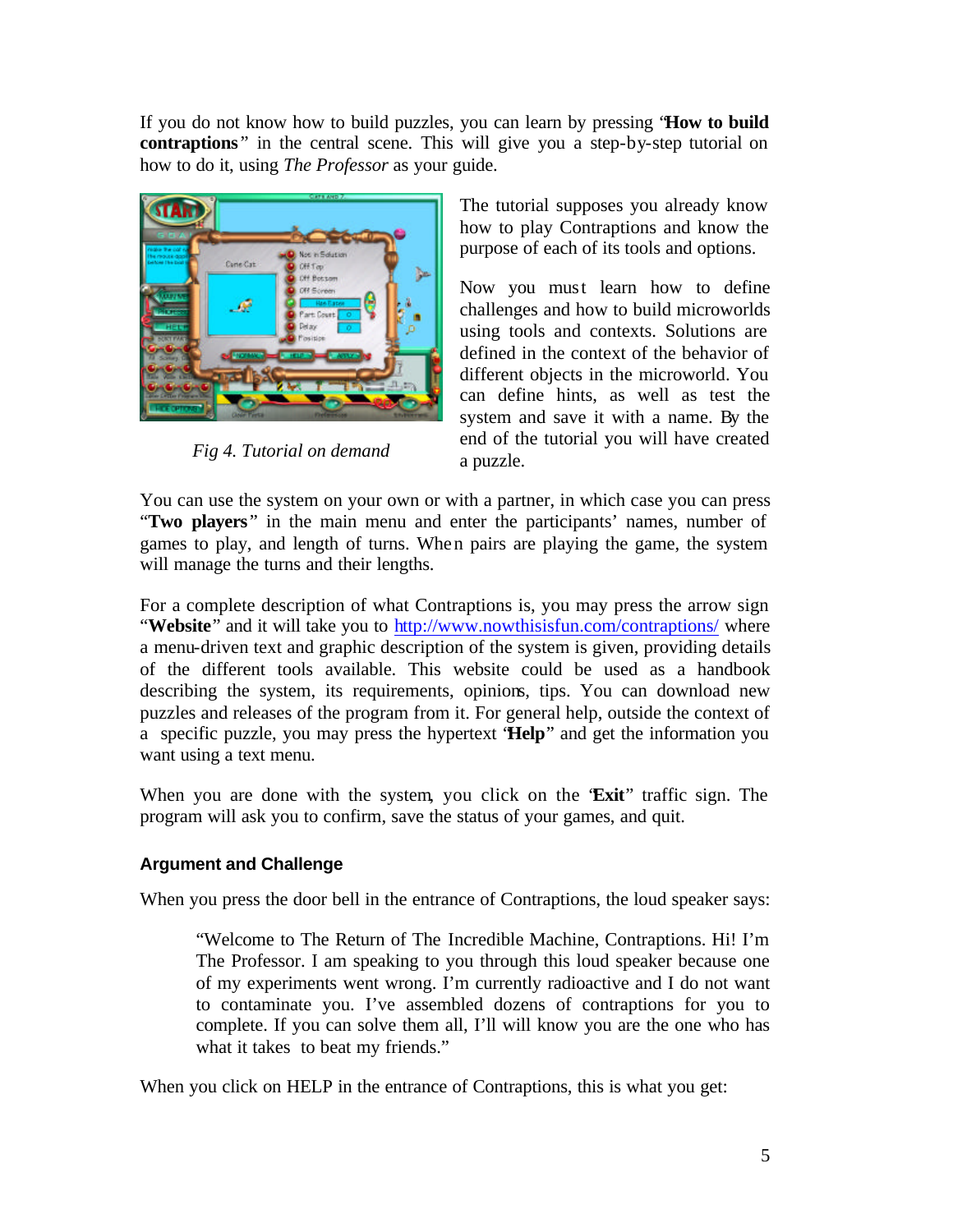If you do not know how to build puzzles, you can learn by pressing "**How to build contraptions**" in the central scene. This will give you a step-by-step tutorial on how to do it, using *The Professor* as your guide.

*Fig 4. Tutorial on demand*

The tutorial supposes you already know how to play Contraptions and know the purpose of each of its tools and options.

Now you must learn how to define challenges and how to build microworlds using tools and contexts. Solutions are defined in the context of the behavior of different objects in the microworld. You can define hints, as well as test the system and save it with a name. By the end of the tutorial you will have created a puzzle.

You can use the system on your own or with a partner, in which case you can press "**Two players**" in the main menu and enter the participants' names, number of games to play, and length of turns. When pairs are playing the game, the system will manage the turns and their lengths.

For a complete description of what Contraptions is, you may press the arrow sign "**Website**" and it will take you to http://www.nowthisisfun.com/contraptions/ where a menu-driven text and graphic description of the system is given, providing details of the different tools available. This website could be used as a handbook describing the system, its requirements, opinions, tips. You can download new puzzles and releases of the program from it. For general help, outside the context of a specific puzzle, you may press the hypertext "**Help**" and get the information you want using a text menu.

When you are done with the system, you click on the "**Exit**" traffic sign. The program will ask you to confirm, save the status of your games, and quit.

#### Argument and Challenge

When you press the door bell in the entrance of Contraptions, the loud speaker says:

> "Welcome to The Return of The Incredible Machine, Contraptions. Hi! I'm The Professor. I am speaking to you through this loud speaker because one of my experiments went wrong. I'm currently radioactive and I do not want to contaminate you. I've assembled dozens of contraptions for you to complete. If you can solve them all, I'll will know you are the one who has what it takes to beat my friends."

When you click on HELP in the entrance of Contraptions, this is what you get: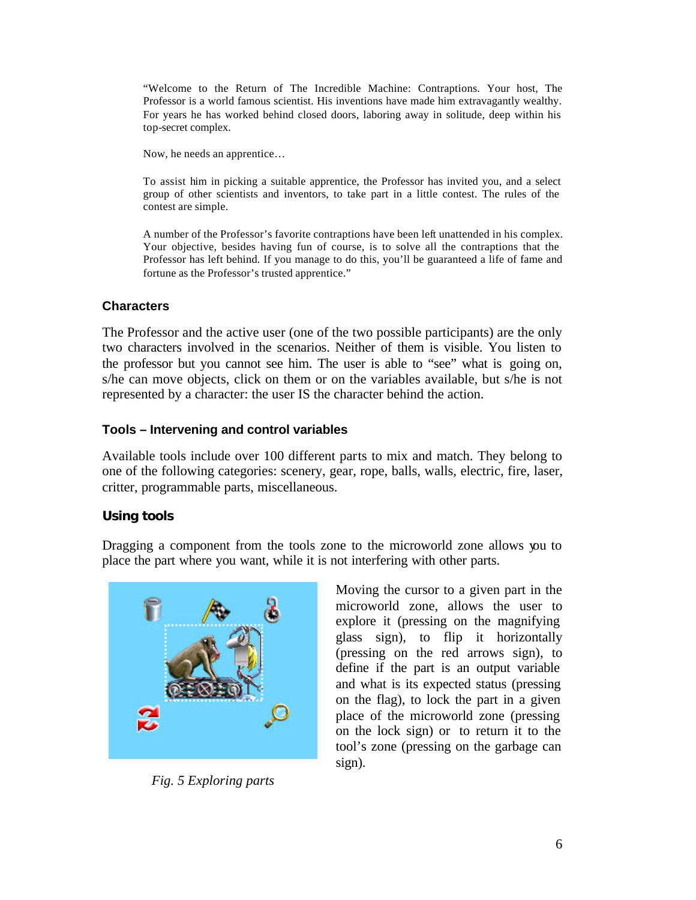"Welcome to the Return of The Incredible Machine: Contraptions. Your host, The Professor is a world famous scientist. His inventions have made him extravagantly wealthy. For years he has worked behind closed doors, laboring away in solitude, deep within his top-secret complex.

Now, he needs an apprentice…

To assist him in picking a suitable apprentice, the Professor has invited you, and a select group of other scientists and inventors, to take part in a little contest. The rules of the contest are simple.

A number of the Professor's favorite contraptions have been left unattended in his complex. Your objective, besides having fun of course, is to solve all the contraptions that the Professor has left behind. If you manage to do this, you'll be guaranteed a life of fame and fortune as the Professor's trusted apprentice."

### Characters

The Professor and the active user (one of the two possible participants) are the only two characters involved in the scenarios. Neither of them is visible. You listen to the professor but you cannot see him. The user is able to "see" what is going on, s/he can move objects, click on them or on the variables available, but s/he is not represented by a character: the user IS the character behind the action.

### Tools – Intervening and control variables

Available tools include over 100 different parts to mix and match. They belong to one of the following categories: scenery, gear, rope, balls, walls, electric, fire, laser, critter, programmable parts, miscellaneous.

### Using tools

Dragging a component from the tools zone to the microworld zone allows you to place the part where you want, while it is not interfering with other parts.

*Fig. 5 Exploring parts*

Moving the cursor to a given part in the microworld zone, allows the user to explore it (pressing on the magnifying glass sign), to flip it horizontally (pressing on the red arrows sign), to define if the part is an output variable and what is its expected status (pressing on the flag), to lock the part in a given place of the microworld zone (pressing on the lock sign) or to return it to the tool's zone (pressing on the garbage can sign).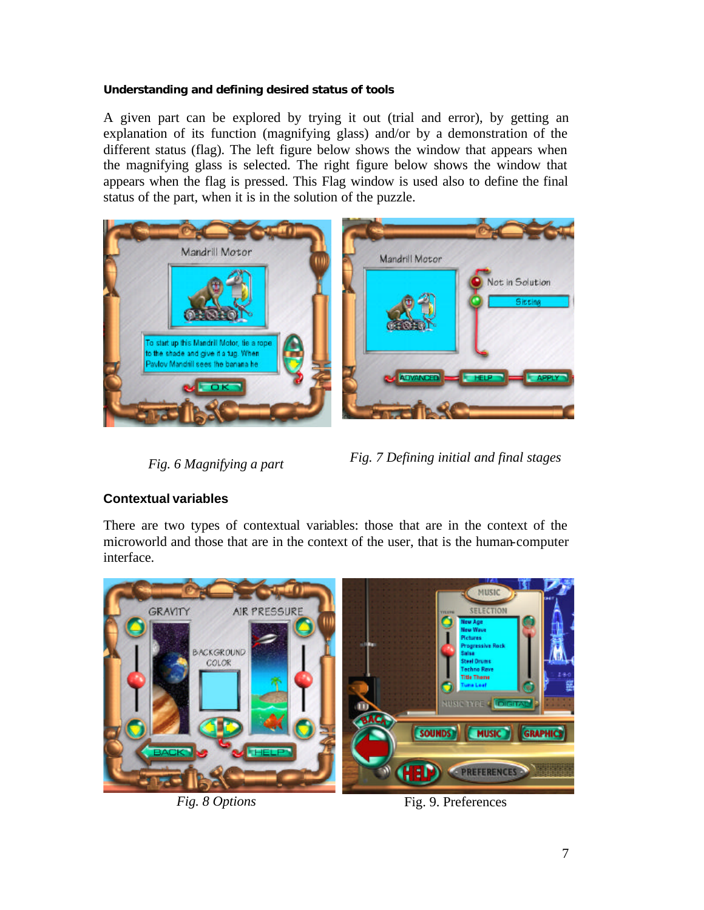#### Understanding and defining desired status of tools

A given part can be explored by trying it out (trial and error), by getting an explanation of its function (magnifying glass) and/or by a demonstration of the different status (flag). The left figure below shows the window that appears when the magnifying glass is selected. The right figure below shows the window that appears when the flag is pressed. This Flag window is used also to define the final status of the part, when it is in the solution of the puzzle.

*Fig. 6 Magnifying a part*

*Fig. 7 Defining initial and final stages*

### Contextual variables

There are two types of contextual variables: those that are in the context of the microworld and those that are in the context of the user, that is the human-computer interface.

*Fig. 8 Options*

Fig. 9. Preferences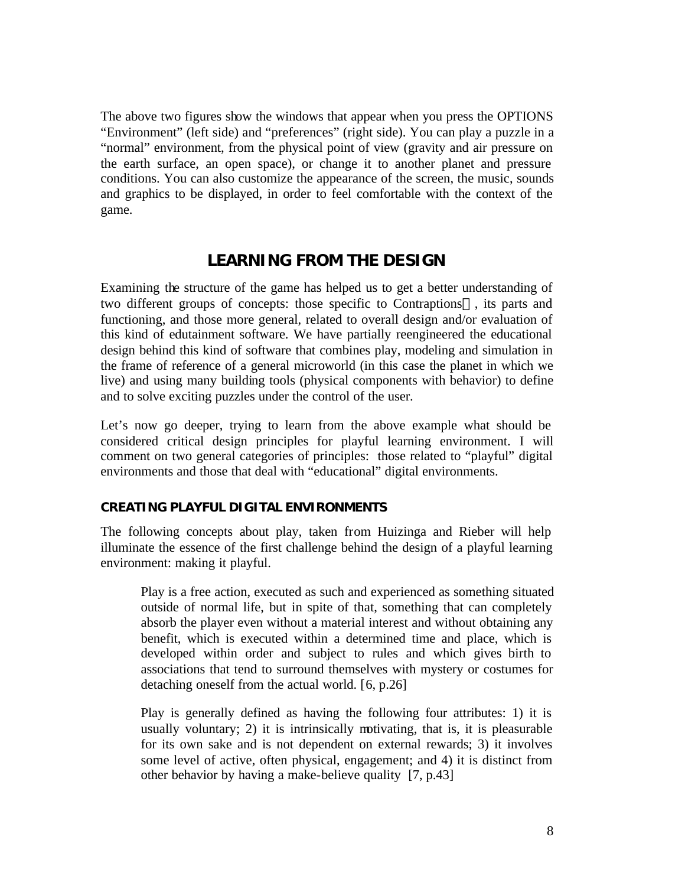The above two figures show the windows that appear when you press the OPTIONS "Environment" (left side) and "preferences" (right side). You can play a puzzle in a "normal" environment, from the physical point of view (gravity and air pressure on the earth surface, an open space), or change it to another planet and pressure conditions. You can also customize the appearance of the screen, the music, sounds and graphics to be displayed, in order to feel comfortable with the context of the game.

## LEARNING FROM THE DESIGN

Examining the structure of the game has helped us to get a better understanding of two different groups of concepts: those specific to Contraptions, its parts and functioning, and those more general, related to overall design and/or evaluation of this kind of edutainment software. We have partially reengineered the educational design behind this kind of software that combines play, modeling and simulation in the frame of reference of a general microworld (in this case the planet in which we live) and using many building tools (physical components with behavior) to define and to solve exciting puzzles under the control of the user.

Let's now go deeper, trying to learn from the above example what should be considered critical design principles for playful learning environment. I will comment on two general categories of principles: those related to "playful" digital environments and those that deal with "educational" digital environments.

### CREATING PLAYFUL DIGITAL ENVIRONMENTS

The following concepts about play, taken from Huizinga and Rieber will help illuminate the essence of the first challenge behind the design of a playful learning environment: making it playful.

> Play is a free action, executed as such and experienced as something situated outside of normal life, but in spite of that, something that can completely absorb the player even without a material interest and without obtaining any benefit, which is executed within a determined time and place, which is developed within order and subject to rules and which gives birth to associations that tend to surround themselves with mystery or costumes for detaching oneself from the actual world. [6, p.26]

> Play is generally defined as having the following four attributes: 1) it is usually voluntary; 2) it is intrinsically motivating, that is, it is pleasurable for its own sake and is not dependent on external rewards; 3) it involves some level of active, often physical, engagement; and 4) it is distinct from other behavior by having a make-believe quality [7, p.43]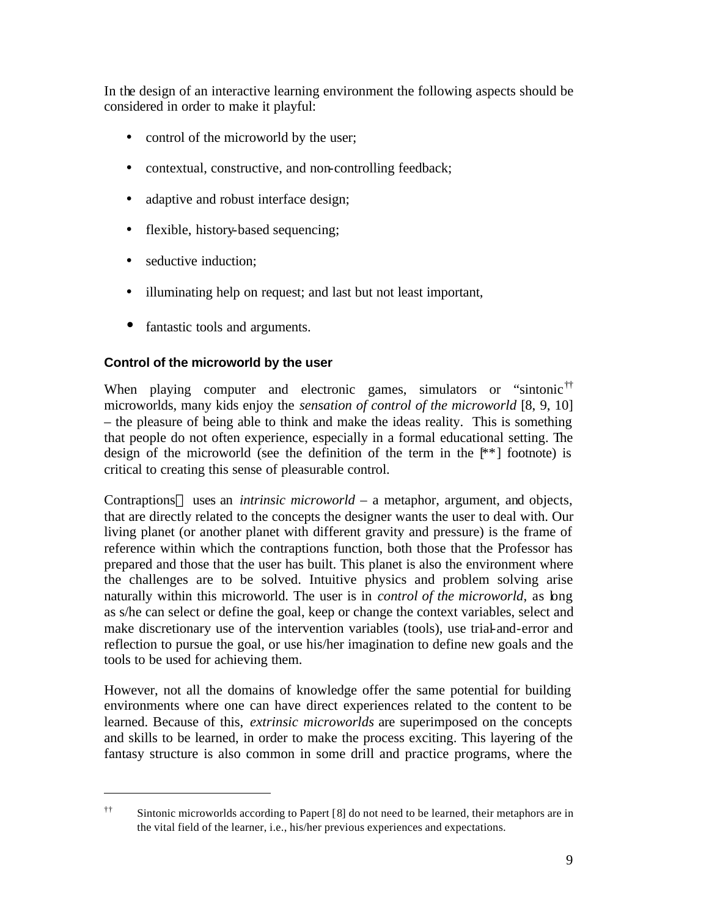In the design of an interactive learning environment the following aspects should be considered in order to make it playful:

- control of the microworld by the user;
- contextual, constructive, and non-controlling feedback;
- adaptive and robust interface design;
- flexible, history-based sequencing;
- seductive induction;
- illuminating help on request; and last but not least important,
- fantastic tools and arguments.

### Control of the microworld by the user

When playing computer and electronic games, simulators or "sintonic"[††] microworlds, many kids enjoy the *sensation of control of the microworld* [8, 9, 10] – the pleasure of being able to think and make the ideas reality. This is something that people do not often experience, especially in a formal educational setting. The design of the microworld (see the definition of the term in the [**] footnote) is critical to creating this sense of pleasurable control.

Contraptions uses an *intrinsic microworld* – a metaphor, argument, and objects, that are directly related to the concepts the designer wants the user to deal with. Our living planet (or another planet with different gravity and pressure) is the frame of reference within which the contraptions function, both those that the Professor has prepared and those that the user has built. This planet is also the environment where the challenges are to be solved. Intuitive physics and problem solving arise naturally within this microworld. The user is in *control of the microworld*, as long as s/he can select or define the goal, keep or change the context variables, select and make discretionary use of the intervention variables (tools), use trial-and-error and reflection to pursue the goal, or use his/her imagination to define new goals and the tools to be used for achieving them.

However, not all the domains of knowledge offer the same potential for building environments where one can have direct experiences related to the content to be learned. Because of this, *extrinsic microworlds* are superimposed on the concepts and skills to be learned, in order to make the process exciting. This layering of the fantasy structure is also common in some drill and practice programs, where the

---

[††] Sintonic microworlds according to Papert [8] do not need to be learned, their metaphors are in the vital field of the learner, i.e., his/her previous experiences and expectations.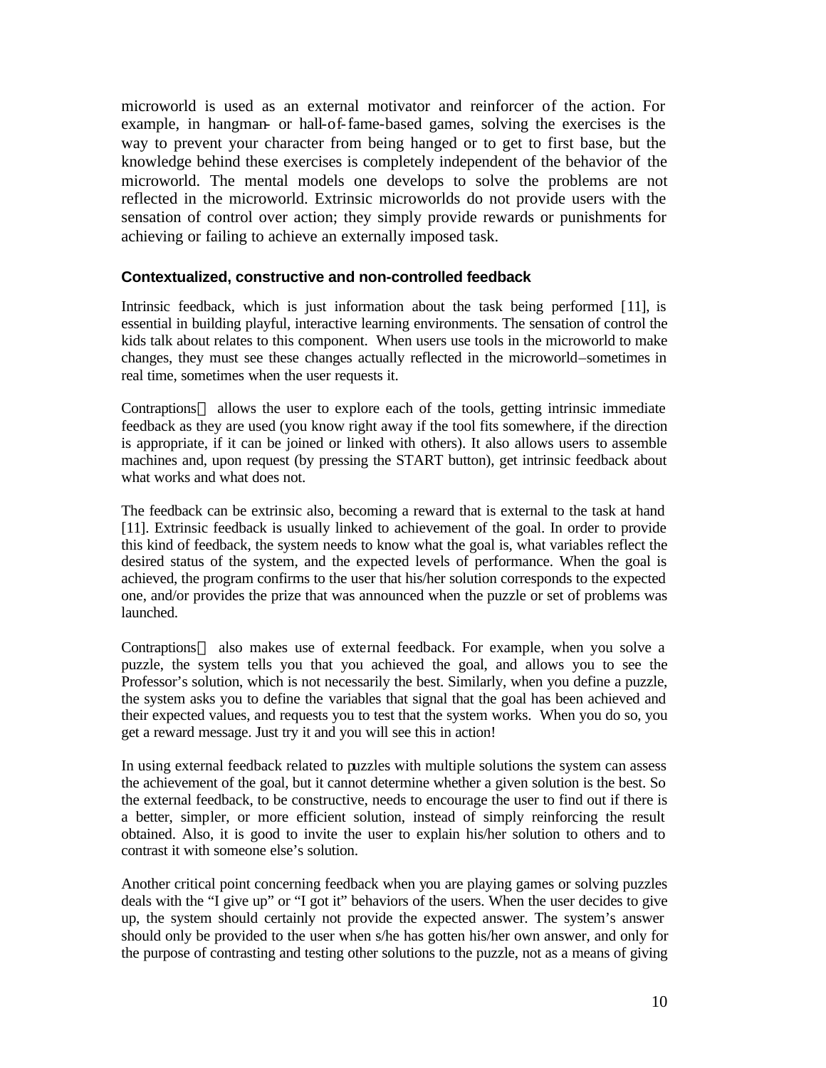microworld is used as an external motivator and reinforcer of the action. For example, in hangman- or hall-of-fame-based games, solving the exercises is the way to prevent your character from being hanged or to get to first base, but the knowledge behind these exercises is completely independent of the behavior of the microworld. The mental models one develops to solve the problems are not reflected in the microworld. Extrinsic microworlds do not provide users with the sensation of control over action; they simply provide rewards or punishments for achieving or failing to achieve an externally imposed task.

### Contextualized, constructive and non-controlled feedback

Intrinsic feedback, which is just information about the task being performed [11], is essential in building playful, interactive learning environments. The sensation of control the kids talk about relates to this component. When users use tools in the microworld to make changes, they must see these changes actually reflected in the microworld–sometimes in real time, sometimes when the user requests it.

Contraptions allows the user to explore each of the tools, getting intrinsic immediate feedback as they are used (you know right away if the tool fits somewhere, if the direction is appropriate, if it can be joined or linked with others). It also allows users to assemble machines and, upon request (by pressing the START button), get intrinsic feedback about what works and what does not.

The feedback can be extrinsic also, becoming a reward that is external to the task at hand [11]. Extrinsic feedback is usually linked to achievement of the goal. In order to provide this kind of feedback, the system needs to know what the goal is, what variables reflect the desired status of the system, and the expected levels of performance. When the goal is achieved, the program confirms to the user that his/her solution corresponds to the expected one, and/or provides the prize that was announced when the puzzle or set of problems was launched.

Contraptions also makes use of external feedback. For example, when you solve a puzzle, the system tells you that you achieved the goal, and allows you to see the Professor's solution, which is not necessarily the best. Similarly, when you define a puzzle, the system asks you to define the variables that signal that the goal has been achieved and their expected values, and requests you to test that the system works. When you do so, you get a reward message. Just try it and you will see this in action!

In using external feedback related to puzzles with multiple solutions the system can assess the achievement of the goal, but it cannot determine whether a given solution is the best. So the external feedback, to be constructive, needs to encourage the user to find out if there is a better, simpler, or more efficient solution, instead of simply reinforcing the result obtained. Also, it is good to invite the user to explain his/her solution to others and to contrast it with someone else's solution.

Another critical point concerning feedback when you are playing games or solving puzzles deals with the "I give up" or "I got it" behaviors of the users. When the user decides to give up, the system should certainly not provide the expected answer. The system's answer should only be provided to the user when s/he has gotten his/her own answer, and only for the purpose of contrasting and testing other solutions to the puzzle, not as a means of giving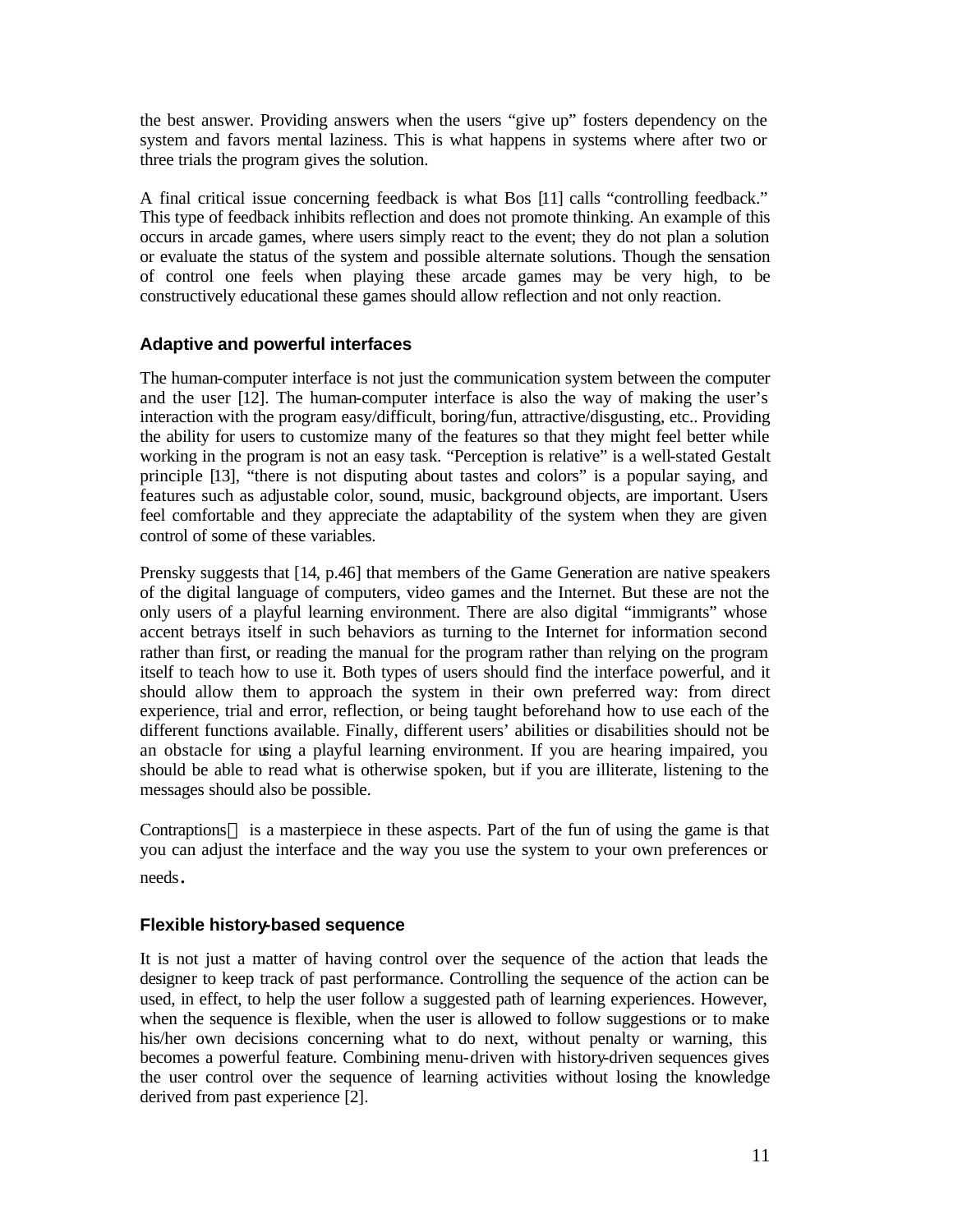the best answer. Providing answers when the users "give up" fosters dependency on the system and favors mental laziness. This is what happens in systems where after two or three trials the program gives the solution.

A final critical issue concerning feedback is what Bos [11] calls "controlling feedback." This type of feedback inhibits reflection and does not promote thinking. An example of this occurs in arcade games, where users simply react to the event; they do not plan a solution or evaluate the status of the system and possible alternate solutions. Though the sensation of control one feels when playing these arcade games may be very high, to be constructively educational these games should allow reflection and not only reaction.

### Adaptive and powerful interfaces

The human-computer interface is not just the communication system between the computer and the user [12]. The human-computer interface is also the way of making the user's interaction with the program easy/difficult, boring/fun, attractive/disgusting, etc.. Providing the ability for users to customize many of the features so that they might feel better while working in the program is not an easy task. "Perception is relative" is a well-stated Gestalt principle [13], "there is not disputing about tastes and colors" is a popular saying, and features such as adjustable color, sound, music, background objects, are important. Users feel comfortable and they appreciate the adaptability of the system when they are given control of some of these variables.

Prensky suggests that [14, p.46] that members of the Game Generation are native speakers of the digital language of computers, video games and the Internet. But these are not the only users of a playful learning environment. There are also digital "immigrants" whose accent betrays itself in such behaviors as turning to the Internet for information second rather than first, or reading the manual for the program rather than relying on the program itself to teach how to use it. Both types of users should find the interface powerful, and it should allow them to approach the system in their own preferred way: from direct experience, trial and error, reflection, or being taught beforehand how to use each of the different functions available. Finally, different users' abilities or disabilities should not be an obstacle for using a playful learning environment. If you are hearing impaired, you should be able to read what is otherwise spoken, but if you are illiterate, listening to the messages should also be possible.

Contraptions™ is a masterpiece in these aspects. Part of the fun of using the game is that you can adjust the interface and the way you use the system to your own preferences or needs.

### Flexible history-based sequence

It is not just a matter of having control over the sequence of the action that leads the designer to keep track of past performance. Controlling the sequence of the action can be used, in effect, to help the user follow a suggested path of learning experiences. However, when the sequence is flexible, when the user is allowed to follow suggestions or to make his/her own decisions concerning what to do next, without penalty or warning, this becomes a powerful feature. Combining menu-driven with history-driven sequences gives the user control over the sequence of learning activities without losing the knowledge derived from past experience [2].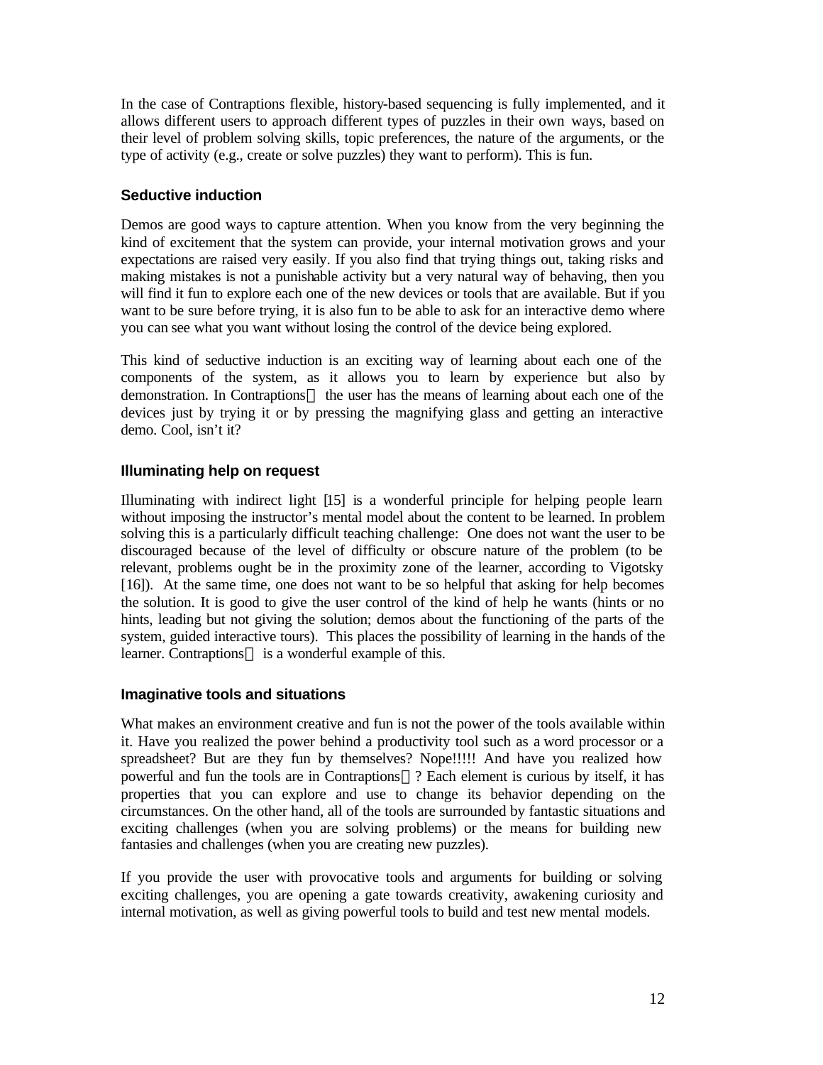In the case of Contraptions flexible, history-based sequencing is fully implemented, and it allows different users to approach different types of puzzles in their own ways, based on their level of problem solving skills, topic preferences, the nature of the arguments, or the type of activity (e.g., create or solve puzzles) they want to perform). This is fun.

### Seductive induction

Demos are good ways to capture attention. When you know from the very beginning the kind of excitement that the system can provide, your internal motivation grows and your expectations are raised very easily. If you also find that trying things out, taking risks and making mistakes is not a punishable activity but a very natural way of behaving, then you will find it fun to explore each one of the new devices or tools that are available. But if you want to be sure before trying, it is also fun to be able to ask for an interactive demo where you can see what you want without losing the control of the device being explored.

This kind of seductive induction is an exciting way of learning about each one of the components of the system, as it allows you to learn by experience but also by demonstration. In Contraptions the user has the means of learning about each one of the devices just by trying it or by pressing the magnifying glass and getting an interactive demo. Cool, isn't it?

### Illuminating help on request

Illuminating with indirect light [15] is a wonderful principle for helping people learn without imposing the instructor's mental model about the content to be learned. In problem solving this is a particularly difficult teaching challenge: One does not want the user to be discouraged because of the level of difficulty or obscure nature of the problem (to be relevant, problems ought be in the proximity zone of the learner, according to Vigotsky [16]). At the same time, one does not want to be so helpful that asking for help becomes the solution. It is good to give the user control of the kind of help he wants (hints or no hints, leading but not giving the solution; demos about the functioning of the parts of the system, guided interactive tours). This places the possibility of learning in the hands of the learner. Contraptions is a wonderful example of this.

### Imaginative tools and situations

What makes an environment creative and fun is not the power of the tools available within it. Have you realized the power behind a productivity tool such as a word processor or a spreadsheet? But are they fun by themselves? Nope!!!!! And have you realized how powerful and fun the tools are in Contraptions? Each element is curious by itself, it has properties that you can explore and use to change its behavior depending on the circumstances. On the other hand, all of the tools are surrounded by fantastic situations and exciting challenges (when you are solving problems) or the means for building new fantasies and challenges (when you are creating new puzzles).

If you provide the user with provocative tools and arguments for building or solving exciting challenges, you are opening a gate towards creativity, awakening curiosity and internal motivation, as well as giving powerful tools to build and test new mental models.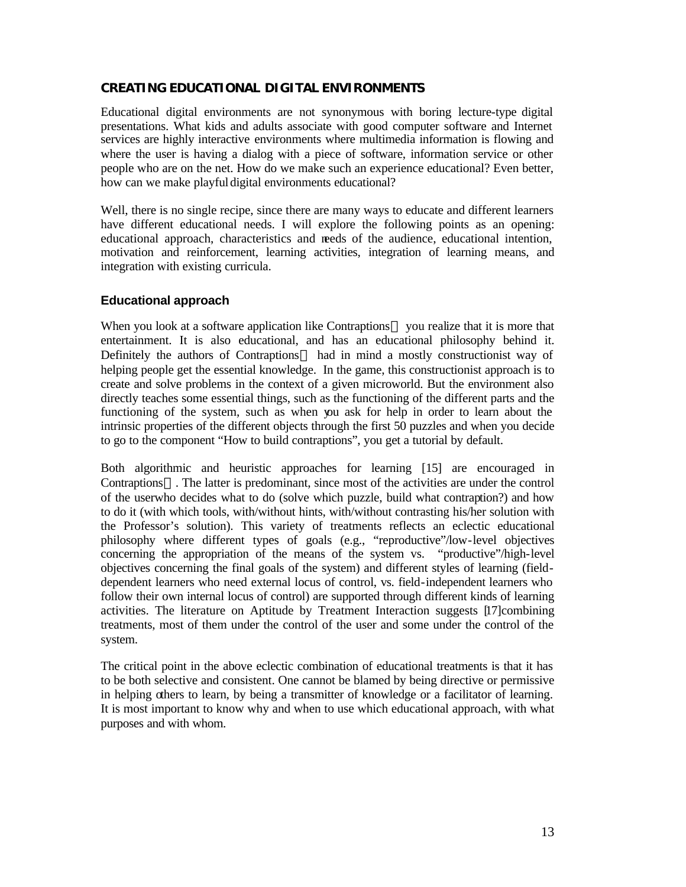## CREATING EDUCATIONAL DIGITAL ENVIRONMENTS

Educational digital environments are not synonymous with boring lecture-type digital presentations. What kids and adults associate with good computer software and Internet services are highly interactive environments where multimedia information is flowing and where the user is having a dialog with a piece of software, information service or other people who are on the net. How do we make such an experience educational? Even better, how can we make playful digital environments educational?

Well, there is no single recipe, since there are many ways to educate and different learners have different educational needs. I will explore the following points as an opening: educational approach, characteristics and needs of the audience, educational intention, motivation and reinforcement, learning activities, integration of learning means, and integration with existing curricula.

### Educational approach

When you look at a software application like Contraptions you realize that it is more that entertainment. It is also educational, and has an educational philosophy behind it. Definitely the authors of Contraptions had in mind a mostly constructionist way of helping people get the essential knowledge. In the game, this constructionist approach is to create and solve problems in the context of a given microworld. But the environment also directly teaches some essential things, such as the functioning of the different parts and the functioning of the system, such as when you ask for help in order to learn about the intrinsic properties of the different objects through the first 50 puzzles and when you decide to go to the component "How to build contraptions", you get a tutorial by default.

Both algorithmic and heuristic approaches for learning [15] are encouraged in Contraptions. The latter is predominant, since most of the activities are under the control of the user who decides what to do (solve which puzzle, build what contraption?) and how to do it (with which tools, with/without hints, with/without contrasting his/her solution with the Professor's solution). This variety of treatments reflects an eclectic educational philosophy where different types of goals (e.g., "reproductive"/low-level objectives concerning the appropriation of the means of the system vs. "productive"/high-level objectives concerning the final goals of the system) and different styles of learning (field-dependent learners who need external locus of control, vs. field-independent learners who follow their own internal locus of control) are supported through different kinds of learning activities. The literature on Aptitude by Treatment Interaction suggests [17] combining treatments, most of them under the control of the user and some under the control of the system.

The critical point in the above eclectic combination of educational treatments is that it has to be both selective and consistent. One cannot be blamed by being directive or permissive in helping others to learn, by being a transmitter of knowledge or a facilitator of learning. It is most important to know why and when to use which educational approach, with what purposes and with whom.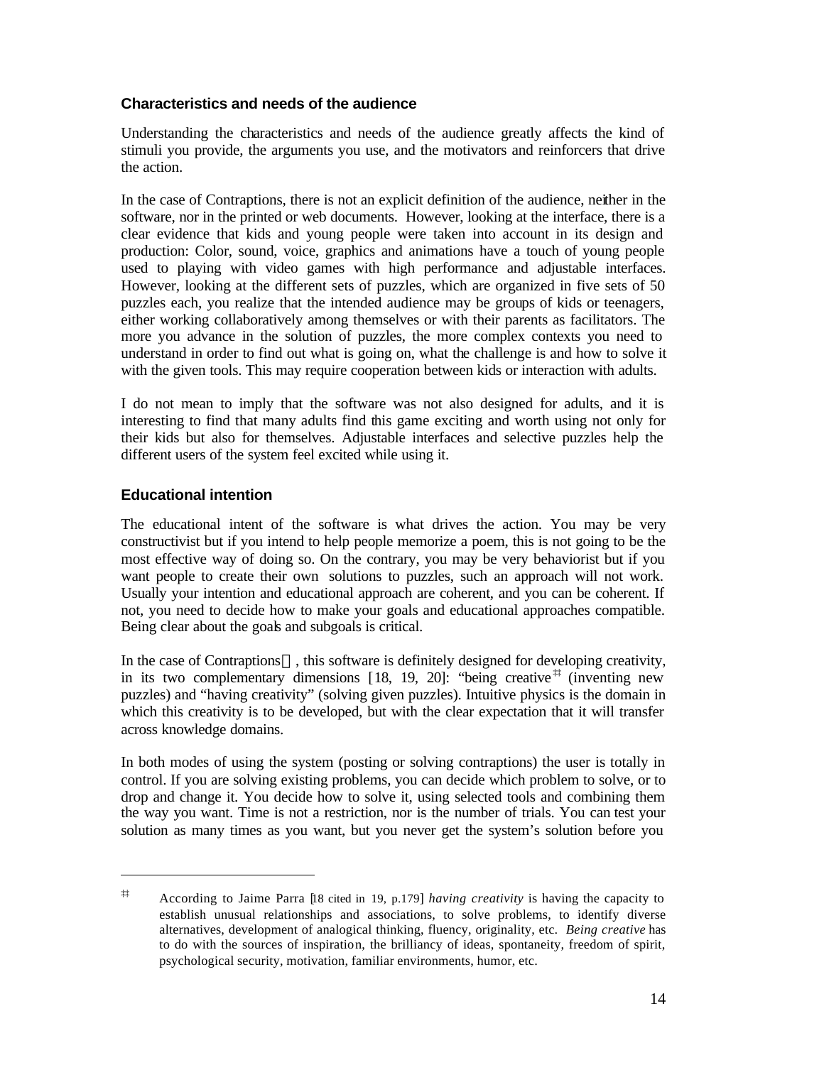### Characteristics and needs of the audience

Understanding the characteristics and needs of the audience greatly affects the kind of stimuli you provide, the arguments you use, and the motivators and reinforcers that drive the action.

In the case of Contraptions, there is not an explicit definition of the audience, neither in the software, nor in the printed or web documents. However, looking at the interface, there is a clear evidence that kids and young people were taken into account in its design and production: Color, sound, voice, graphics and animations have a touch of young people used to playing with video games with high performance and adjustable interfaces. However, looking at the different sets of puzzles, which are organized in five sets of 50 puzzles each, you realize that the intended audience may be groups of kids or teenagers, either working collaboratively among themselves or with their parents as facilitators. The more you advance in the solution of puzzles, the more complex contexts you need to understand in order to find out what is going on, what the challenge is and how to solve it with the given tools. This may require cooperation between kids or interaction with adults.

I do not mean to imply that the software was not also designed for adults, and it is interesting to find that many adults find this game exciting and worth using not only for their kids but also for themselves. Adjustable interfaces and selective puzzles help the different users of the system feel excited while using it.

### Educational intention

The educational intent of the software is what drives the action. You may be very constructivist but if you intend to help people memorize a poem, this is not going to be the most effective way of doing so. On the contrary, you may be very behaviorist but if you want people to create their own solutions to puzzles, such an approach will not work. Usually your intention and educational approach are coherent, and you can be coherent. If not, you need to decide how to make your goals and educational approaches compatible. Being clear about the goals and subgoals is critical.

In the case of Contraptions, this software is definitely designed for developing creativity, in its two complementary dimensions [18, 19, 20]: "being creative[‡] (inventing new puzzles) and "having creativity" (solving given puzzles). Intuitive physics is the domain in which this creativity is to be developed, but with the clear expectation that it will transfer across knowledge domains.

In both modes of using the system (posting or solving contraptions) the user is totally in control. If you are solving existing problems, you can decide which problem to solve, or to drop and change it. You decide how to solve it, using selected tools and combining them the way you want. Time is not a restriction, nor is the number of trials. You can test your solution as many times as you want, but you never get the system's solution before you

---

[‡] According to Jaime Parra [18 cited in 19, p.179] *having creativity* is having the capacity to establish unusual relationships and associations, to solve problems, to identify diverse alternatives, development of analogical thinking, fluency, originality, etc. *Being creative* has to do with the sources of inspiration, the brilliancy of ideas, spontaneity, freedom of spirit, psychological security, motivation, familiar environments, humor, etc.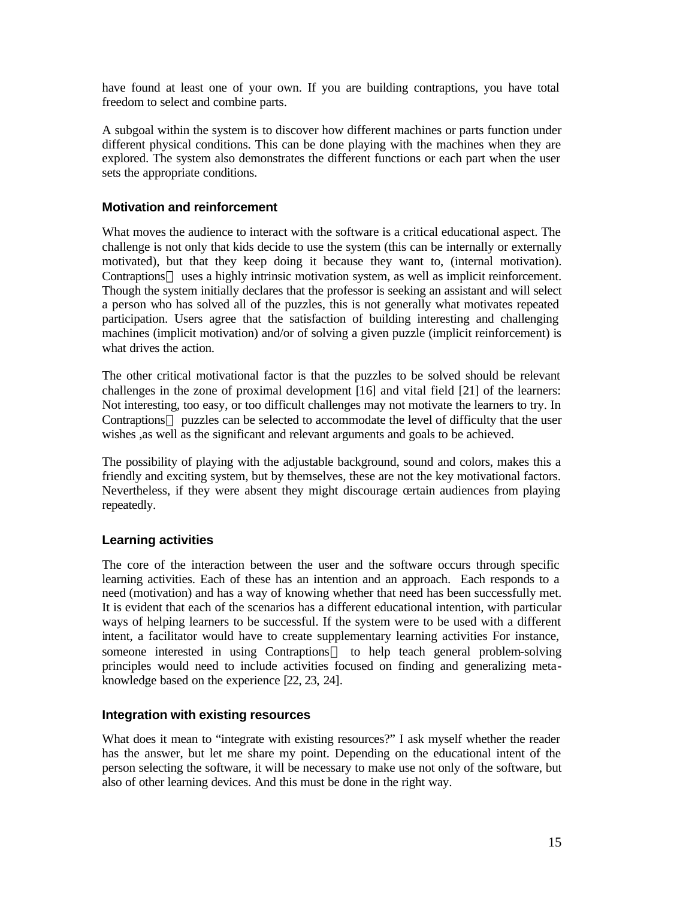have found at least one of your own. If you are building contraptions, you have total freedom to select and combine parts.

A subgoal within the system is to discover how different machines or parts function under different physical conditions. This can be done playing with the machines when they are explored. The system also demonstrates the different functions or each part when the user sets the appropriate conditions.

### Motivation and reinforcement

What moves the audience to interact with the software is a critical educational aspect. The challenge is not only that kids decide to use the system (this can be internally or externally motivated), but that they keep doing it because they want to, (internal motivation). Contraptions uses a highly intrinsic motivation system, as well as implicit reinforcement. Though the system initially declares that the professor is seeking an assistant and will select a person who has solved all of the puzzles, this is not generally what motivates repeated participation. Users agree that the satisfaction of building interesting and challenging machines (implicit motivation) and/or of solving a given puzzle (implicit reinforcement) is what drives the action.

The other critical motivational factor is that the puzzles to be solved should be relevant challenges in the zone of proximal development [16] and vital field [21] of the learners: Not interesting, too easy, or too difficult challenges may not motivate the learners to try. In Contraptions puzzles can be selected to accommodate the level of difficulty that the user wishes ,as well as the significant and relevant arguments and goals to be achieved.

The possibility of playing with the adjustable background, sound and colors, makes this a friendly and exciting system, but by themselves, these are not the key motivational factors. Nevertheless, if they were absent they might discourage certain audiences from playing repeatedly.

### Learning activities

The core of the interaction between the user and the software occurs through specific learning activities. Each of these has an intention and an approach. Each responds to a need (motivation) and has a way of knowing whether that need has been successfully met. It is evident that each of the scenarios has a different educational intention, with particular ways of helping learners to be successful. If the system were to be used with a different intent, a facilitator would have to create supplementary learning activities For instance, someone interested in using Contraptions to help teach general problem-solving principles would need to include activities focused on finding and generalizing meta-knowledge based on the experience [22, 23, 24].

### Integration with existing resources

What does it mean to "integrate with existing resources?" I ask myself whether the reader has the answer, but let me share my point. Depending on the educational intent of the person selecting the software, it will be necessary to make use not only of the software, but also of other learning devices. And this must be done in the right way.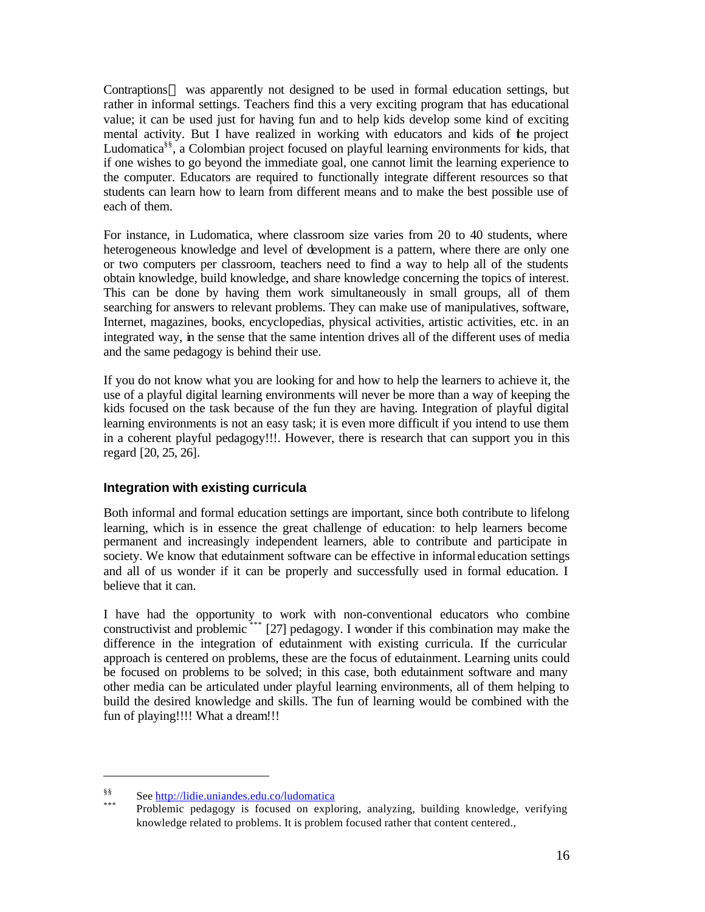Contraptions was apparently not designed to be used in formal education settings, but rather in informal settings. Teachers find this a very exciting program that has educational value; it can be used just for having fun and to help kids develop some kind of exciting mental activity. But I have realized in working with educators and kids of the project Ludomatica[§§], a Colombian project focused on playful learning environments for kids, that if one wishes to go beyond the immediate goal, one cannot limit the learning experience to the computer. Educators are required to functionally integrate different resources so that students can learn how to learn from different means and to make the best possible use of each of them.

For instance, in Ludomatica, where classroom size varies from 20 to 40 students, where heterogeneous knowledge and level of development is a pattern, where there are only one or two computers per classroom, teachers need to find a way to help all of the students obtain knowledge, build knowledge, and share knowledge concerning the topics of interest. This can be done by having them work simultaneously in small groups, all of them searching for answers to relevant problems. They can make use of manipulatives, software, Internet, magazines, books, encyclopedias, physical activities, artistic activities, etc. in an integrated way, in the sense that the same intention drives all of the different uses of media and the same pedagogy is behind their use.

If you do not know what you are looking for and how to help the learners to achieve it, the use of a playful digital learning environments will never be more than a way of keeping the kids focused on the task because of the fun they are having. Integration of playful digital learning environments is not an easy task; it is even more difficult if you intend to use them in a coherent playful pedagogy!!!. However, there is research that can support you in this regard [20, 25, 26].

## Integration with existing curricula

Both informal and formal education settings are important, since both contribute to lifelong learning, which is in essence the great challenge of education: to help learners become permanent and increasingly independent learners, able to contribute and participate in society. We know that edutainment software can be effective in informal education settings and all of us wonder if it can be properly and successfully used in formal education. I believe that it can.

I have had the opportunity to work with non-conventional educators who combine constructivist and problemic[***] [27] pedagogy. I wonder if this combination may make the difference in the integration of edutainment with existing curricula. If the curricular approach is centered on problems, these are the focus of edutainment. Learning units could be focused on problems to be solved; in this case, both edutainment software and many other media can be articulated under playful learning environments, all of them helping to build the desired knowledge and skills. The fun of learning would be combined with the fun of playing!!!! What a dream!!!

---

[§§] See http://lidie.uniandes.edu.co/ludomatica

[***] Problemic pedagogy is focused on exploring, analyzing, building knowledge, verifying knowledge related to problems. It is problem focused rather that content centered.,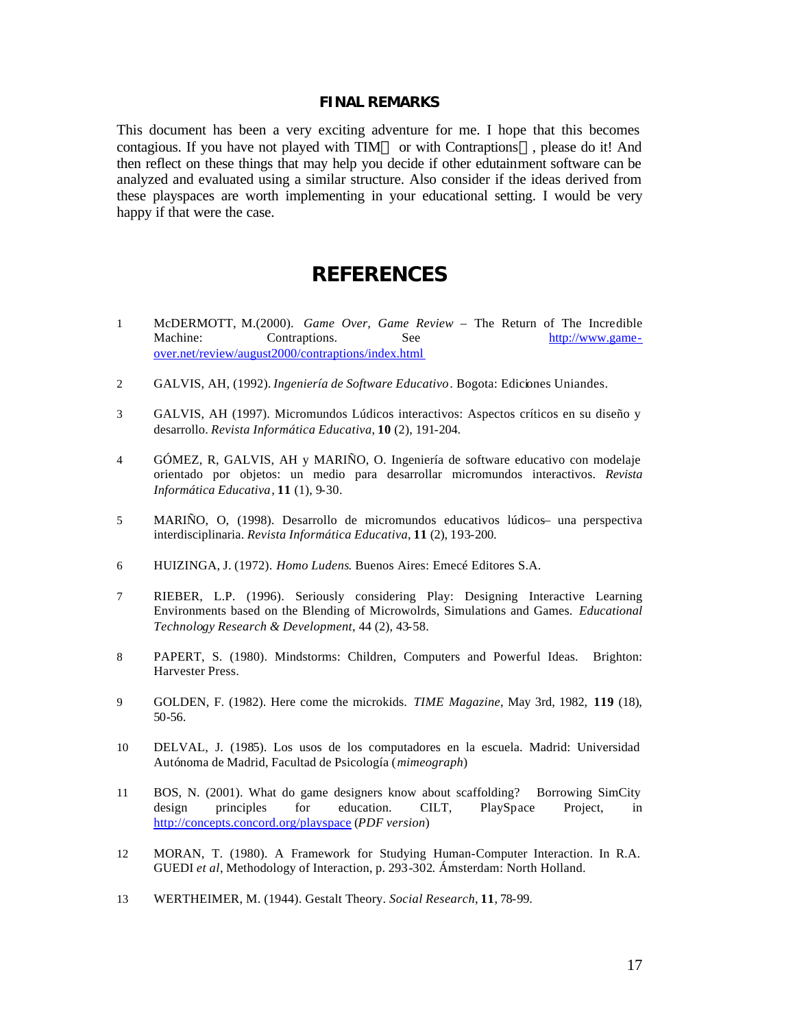## FINAL REMARKS

This document has been a very exciting adventure for me. I hope that this becomes contagious. If you have not played with TIM or with Contraptions , please do it! And then reflect on these things that may help you decide if other edutainment software can be analyzed and evaluated using a similar structure. Also consider if the ideas derived from these playspaces are worth implementing in your educational setting. I would be very happy if that were the case.

# REFERENCES

1. McDERMOTT, M.(2000). *Game Over, Game Review* – The Return of The Incredible Machine: Contraptions. See http://www.game-over.net/review/august2000/contraptions/index.html

2. GALVIS, AH, (1992). *Ingeniería de Software Educativo*. Bogota: Ediciones Uniandes.

3. GALVIS, AH (1997). Micromundos Lúdicos interactivos: Aspectos críticos en su diseño y desarrollo. *Revista Informática Educativa*, **10** (2), 191-204.

4. GÓMEZ, R, GALVIS, AH y MARIÑO, O. Ingeniería de software educativo con modelaje orientado por objetos: un medio para desarrollar micromundos interactivos. *Revista Informática Educativa*, **11** (1), 9-30.

5. MARIÑO, O, (1998). Desarrollo de micromundos educativos lúdicos– una perspectiva interdisciplinaria. *Revista Informática Educativa*, **11** (2), 193-200.

6. HUIZINGA, J. (1972). *Homo Ludens*. Buenos Aires: Emecé Editores S.A.

7. RIEBER, L.P. (1996). Seriously considering Play: Designing Interactive Learning Environments based on the Blending of Microwolrds, Simulations and Games. *Educational Technology Research & Development*, 44 (2), 43-58.

8. PAPERT, S. (1980). Mindstorms: Children, Computers and Powerful Ideas. Brighton: Harvester Press.

9. GOLDEN, F. (1982). Here come the microkids. *TIME Magazine*, May 3rd, 1982, **119** (18), 50-56.

10. DELVAL, J. (1985). Los usos de los computadores en la escuela. Madrid: Universidad Autónoma de Madrid, Facultad de Psicología (*mimeograph*)

11. BOS, N. (2001). What do game designers know about scaffolding? Borrowing SimCity design principles for education. CILT, PlaySpace Project, in http://concepts.concord.org/playspace (*PDF version*)

12. MORAN, T. (1980). A Framework for Studying Human-Computer Interaction. In R.A. GUEDI *et al*, Methodology of Interaction, p. 293-302. Ámsterdam: North Holland.

13. WERTHEIMER, M. (1944). Gestalt Theory. *Social Research*, **11**, 78-99.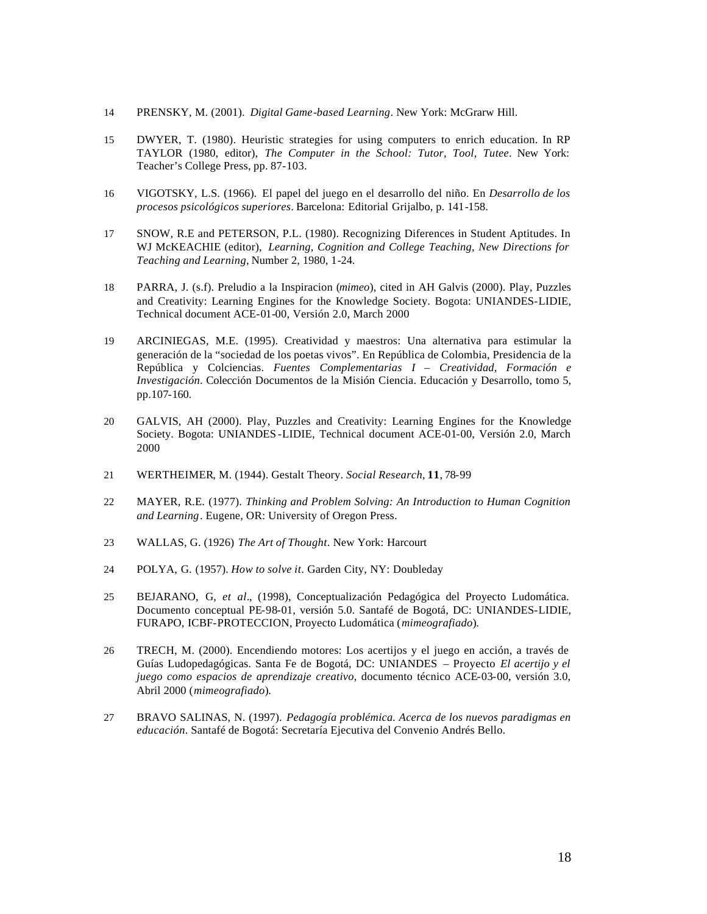14 PRENSKY, M. (2001). *Digital Game-based Learning*. New York: McGrarw Hill.

15 DWYER, T. (1980). Heuristic strategies for using computers to enrich education. In RP TAYLOR (1980, editor), *The Computer in the School: Tutor, Tool, Tutee*. New York: Teacher's College Press, pp. 87-103.

16 VIGOTSKY, L.S. (1966). El papel del juego en el desarrollo del niño. En *Desarrollo de los procesos psicológicos superiores*. Barcelona: Editorial Grijalbo, p. 141-158.

17 SNOW, R.E and PETERSON, P.L. (1980). Recognizing Diferences in Student Aptitudes. In WJ McKEACHIE (editor), *Learning, Cognition and College Teaching, New Directions for Teaching and Learning*, Number 2, 1980, 1-24.

18 PARRA, J. (s.f). Preludio a la Inspiracion (*mimeo*), cited in AH Galvis (2000). Play, Puzzles and Creativity: Learning Engines for the Knowledge Society. Bogota: UNIANDES-LIDIE, Technical document ACE-01-00, Versión 2.0, March 2000

19 ARCINIEGAS, M.E. (1995). Creatividad y maestros: Una alternativa para estimular la generación de la "sociedad de los poetas vivos". En República de Colombia, Presidencia de la República y Colciencias. *Fuentes Complementarias I – Creatividad, Formación e Investigación*. Colección Documentos de la Misión Ciencia. Educación y Desarrollo, tomo 5, pp.107-160.

20 GALVIS, AH (2000). Play, Puzzles and Creativity: Learning Engines for the Knowledge Society. Bogota: UNIANDES-LIDIE, Technical document ACE-01-00, Versión 2.0, March 2000

21 WERTHEIMER, M. (1944). Gestalt Theory. *Social Research*, **11**, 78-99

22 MAYER, R.E. (1977). *Thinking and Problem Solving: An Introduction to Human Cognition and Learning*. Eugene, OR: University of Oregon Press.

23 WALLAS, G. (1926) *The Art of Thought*. New York: Harcourt

24 POLYA, G. (1957). *How to solve it*. Garden City, NY: Doubleday

25 BEJARANO, G, *et al*., (1998), Conceptualización Pedagógica del Proyecto Ludomática. Documento conceptual PE-98-01, versión 5.0. Santafé de Bogotá, DC: UNIANDES-LIDIE, FURAPO, ICBF-PROTECCION, Proyecto Ludomática (*mimeografiado*).

26 TRECH, M. (2000). Encendiendo motores: Los acertijos y el juego en acción, a través de Guías Ludopedagógicas. Santa Fe de Bogotá, DC: UNIANDES – Proyecto *El acertijo y el juego como espacios de aprendizaje creativo*, documento técnico ACE-03-00, versión 3.0, Abril 2000 (*mimeografiado*).

27 BRAVO SALINAS, N. (1997). *Pedagogía problémica. Acerca de los nuevos paradigmas en educación*. Santafé de Bogotá: Secretaría Ejecutiva del Convenio Andrés Bello.